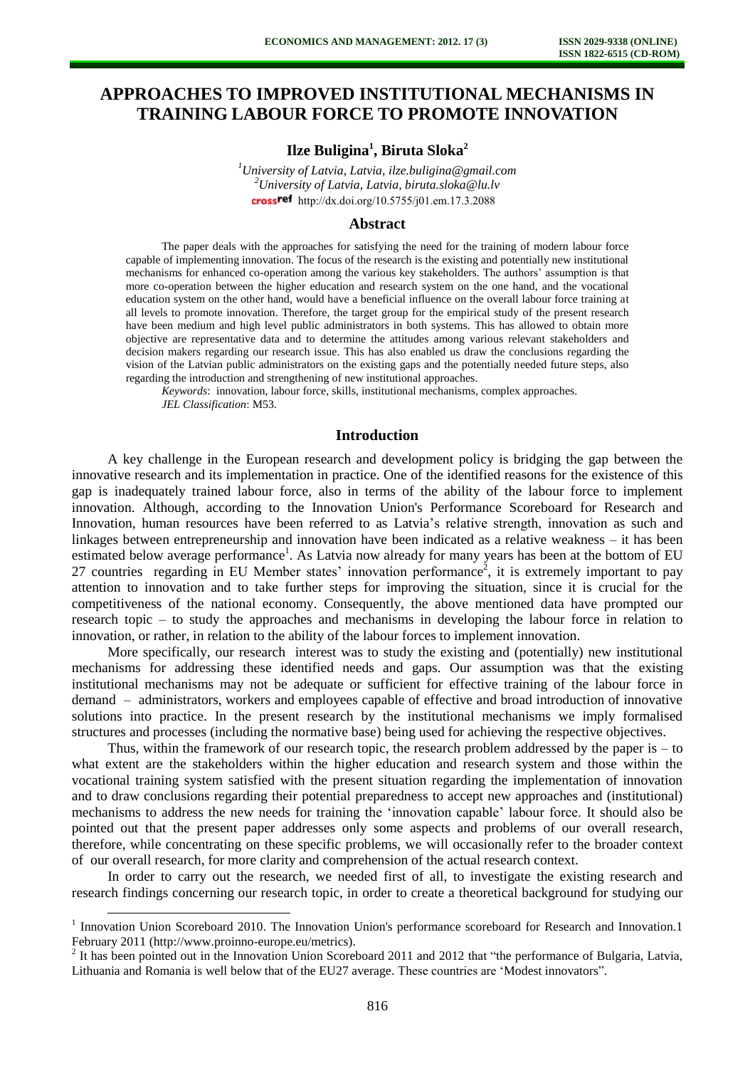# APPROACHES TO IMPROVED INSTITUTIONAL MECHANISMS IN TRAINING LABOUR FORCE TO PROMOTE INNOVATION

**Ilze Buligina[1], Biruta Sloka[2]**

*[1]University of Latvia, Latvia, ilze.buligina@gmail.com*
*[2]University of Latvia, Latvia, biruta.sloka@lu.lv*
http://dx.doi.org/10.5755/j01.em.17.3.2088

## Abstract

The paper deals with the approaches for satisfying the need for the training of modern labour force capable of implementing innovation. The focus of the research is the existing and potentially new institutional mechanisms for enhanced co-operation among the various key stakeholders. The authors' assumption is that more co-operation between the higher education and research system on the one hand, and the vocational education system on the other hand, would have a beneficial influence on the overall labour force training at all levels to promote innovation. Therefore, the target group for the empirical study of the present research have been medium and high level public administrators in both systems. This has allowed to obtain more objective are representative data and to determine the attitudes among various relevant stakeholders and decision makers regarding our research issue. This has also enabled us draw the conclusions regarding the vision of the Latvian public administrators on the existing gaps and the potentially needed future steps, also regarding the introduction and strengthening of new institutional approaches.

*Keywords*: innovation, labour force, skills, institutional mechanisms, complex approaches.
*JEL Classification*: M53.

## Introduction

A key challenge in the European research and development policy is bridging the gap between the innovative research and its implementation in practice. One of the identified reasons for the existence of this gap is inadequately trained labour force, also in terms of the ability of the labour force to implement innovation. Although, according to the Innovation Union's Performance Scoreboard for Research and Innovation, human resources have been referred to as Latvia's relative strength, innovation as such and linkages between entrepreneurship and innovation have been indicated as a relative weakness – it has been estimated below average performance[1]. As Latvia now already for many years has been at the bottom of EU 27 countries regarding in EU Member states' innovation performance[2], it is extremely important to pay attention to innovation and to take further steps for improving the situation, since it is crucial for the competitiveness of the national economy. Consequently, the above mentioned data have prompted our research topic – to study the approaches and mechanisms in developing the labour force in relation to innovation, or rather, in relation to the ability of the labour forces to implement innovation.

More specifically, our research interest was to study the existing and (potentially) new institutional mechanisms for addressing these identified needs and gaps. Our assumption was that the existing institutional mechanisms may not be adequate or sufficient for effective training of the labour force in demand – administrators, workers and employees capable of effective and broad introduction of innovative solutions into practice. In the present research by the institutional mechanisms we imply formalised structures and processes (including the normative base) being used for achieving the respective objectives.

Thus, within the framework of our research topic, the research problem addressed by the paper is – to what extent are the stakeholders within the higher education and research system and those within the vocational training system satisfied with the present situation regarding the implementation of innovation and to draw conclusions regarding their potential preparedness to accept new approaches and (institutional) mechanisms to address the new needs for training the 'innovation capable' labour force. It should also be pointed out that the present paper addresses only some aspects and problems of our overall research, therefore, while concentrating on these specific problems, we will occasionally refer to the broader context of our overall research, for more clarity and comprehension of the actual research context.

In order to carry out the research, we needed first of all, to investigate the existing research and research findings concerning our research topic, in order to create a theoretical background for studying our

---

[1] Innovation Union Scoreboard 2010. The Innovation Union's performance scoreboard for Research and Innovation.1 February 2011 (http://www.proinno-europe.eu/metrics).

[2] It has been pointed out in the Innovation Union Scoreboard 2011 and 2012 that "the performance of Bulgaria, Latvia, Lithuania and Romania is well below that of the EU27 average. These countries are 'Modest innovators".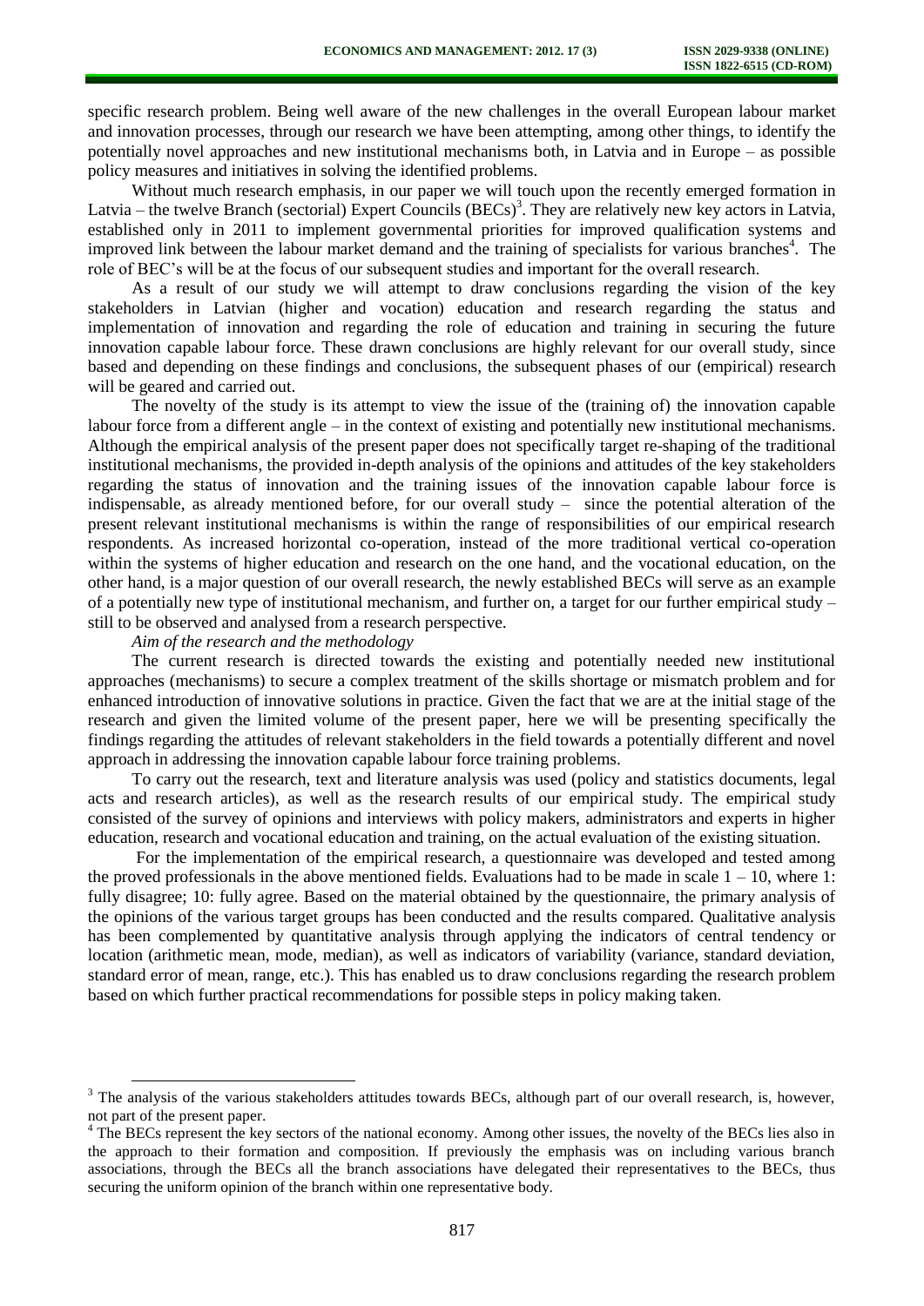specific research problem. Being well aware of the new challenges in the overall European labour market and innovation processes, through our research we have been attempting, among other things, to identify the potentially novel approaches and new institutional mechanisms both, in Latvia and in Europe – as possible policy measures and initiatives in solving the identified problems.

Without much research emphasis, in our paper we will touch upon the recently emerged formation in Latvia – the twelve Branch (sectorial) Expert Councils (BECs)[3]. They are relatively new key actors in Latvia, established only in 2011 to implement governmental priorities for improved qualification systems and improved link between the labour market demand and the training of specialists for various branches[4]. The role of BEC's will be at the focus of our subsequent studies and important for the overall research.

As a result of our study we will attempt to draw conclusions regarding the vision of the key stakeholders in Latvian (higher and vocation) education and research regarding the status and implementation of innovation and regarding the role of education and training in securing the future innovation capable labour force. These drawn conclusions are highly relevant for our overall study, since based and depending on these findings and conclusions, the subsequent phases of our (empirical) research will be geared and carried out.

The novelty of the study is its attempt to view the issue of the (training of) the innovation capable labour force from a different angle – in the context of existing and potentially new institutional mechanisms. Although the empirical analysis of the present paper does not specifically target re-shaping of the traditional institutional mechanisms, the provided in-depth analysis of the opinions and attitudes of the key stakeholders regarding the status of innovation and the training issues of the innovation capable labour force is indispensable, as already mentioned before, for our overall study – since the potential alteration of the present relevant institutional mechanisms is within the range of responsibilities of our empirical research respondents. As increased horizontal co-operation, instead of the more traditional vertical co-operation within the systems of higher education and research on the one hand, and the vocational education, on the other hand, is a major question of our overall research, the newly established BECs will serve as an example of a potentially new type of institutional mechanism, and further on, a target for our further empirical study – still to be observed and analysed from a research perspective.

*Aim of the research and the methodology*

The current research is directed towards the existing and potentially needed new institutional approaches (mechanisms) to secure a complex treatment of the skills shortage or mismatch problem and for enhanced introduction of innovative solutions in practice. Given the fact that we are at the initial stage of the research and given the limited volume of the present paper, here we will be presenting specifically the findings regarding the attitudes of relevant stakeholders in the field towards a potentially different and novel approach in addressing the innovation capable labour force training problems.

To carry out the research, text and literature analysis was used (policy and statistics documents, legal acts and research articles), as well as the research results of our empirical study. The empirical study consisted of the survey of opinions and interviews with policy makers, administrators and experts in higher education, research and vocational education and training, on the actual evaluation of the existing situation.

For the implementation of the empirical research, a questionnaire was developed and tested among the proved professionals in the above mentioned fields. Evaluations had to be made in scale 1 – 10, where 1: fully disagree; 10: fully agree. Based on the material obtained by the questionnaire, the primary analysis of the opinions of the various target groups has been conducted and the results compared. Qualitative analysis has been complemented by quantitative analysis through applying the indicators of central tendency or location (arithmetic mean, mode, median), as well as indicators of variability (variance, standard deviation, standard error of mean, range, etc.). This has enabled us to draw conclusions regarding the research problem based on which further practical recommendations for possible steps in policy making taken.

---

[3] The analysis of the various stakeholders attitudes towards BECs, although part of our overall research, is, however, not part of the present paper.

[4] The BECs represent the key sectors of the national economy. Among other issues, the novelty of the BECs lies also in the approach to their formation and composition. If previously the emphasis was on including various branch associations, through the BECs all the branch associations have delegated their representatives to the BECs, thus securing the uniform opinion of the branch within one representative body.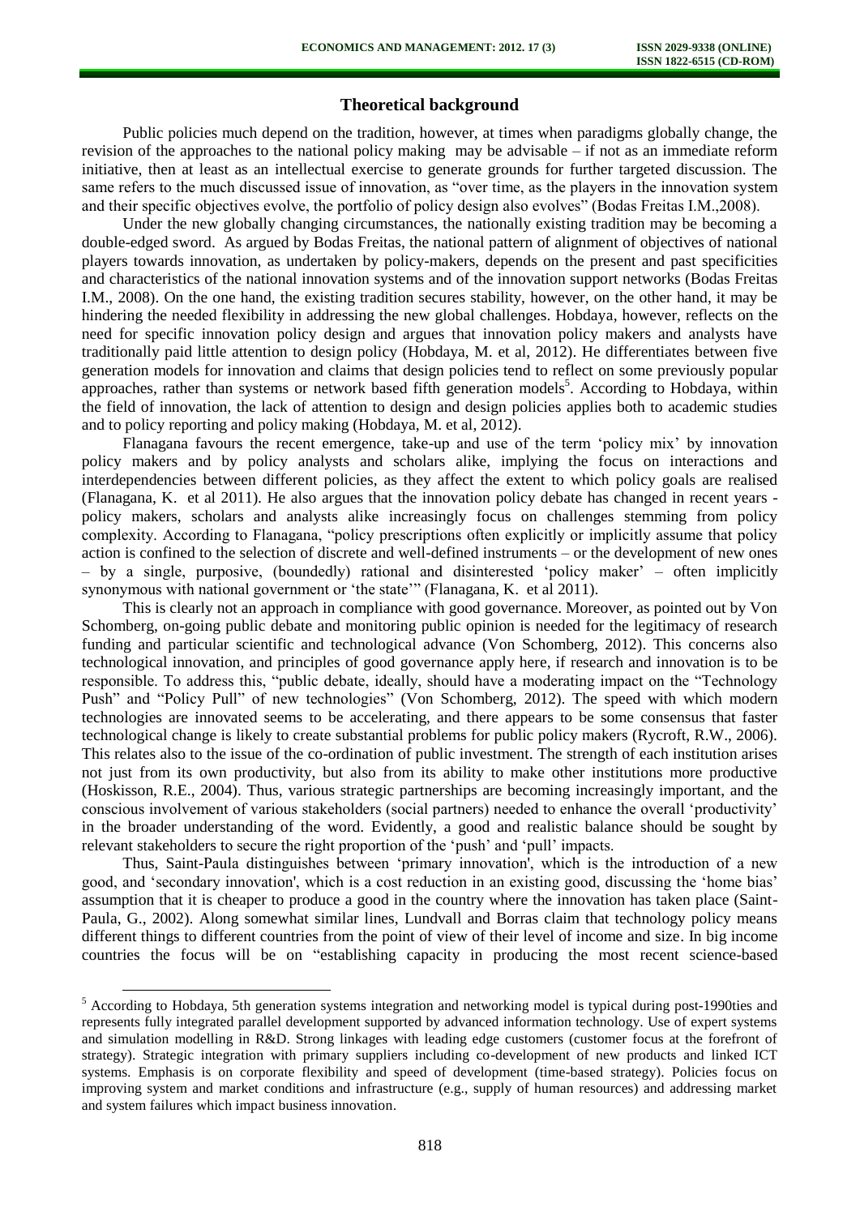## Theoretical background

Public policies much depend on the tradition, however, at times when paradigms globally change, the revision of the approaches to the national policy making may be advisable – if not as an immediate reform initiative, then at least as an intellectual exercise to generate grounds for further targeted discussion. The same refers to the much discussed issue of innovation, as "over time, as the players in the innovation system and their specific objectives evolve, the portfolio of policy design also evolves" (Bodas Freitas I.M.,2008).

Under the new globally changing circumstances, the nationally existing tradition may be becoming a double-edged sword. As argued by Bodas Freitas, the national pattern of alignment of objectives of national players towards innovation, as undertaken by policy-makers, depends on the present and past specificities and characteristics of the national innovation systems and of the innovation support networks (Bodas Freitas I.M., 2008). On the one hand, the existing tradition secures stability, however, on the other hand, it may be hindering the needed flexibility in addressing the new global challenges. Hobdaya, however, reflects on the need for specific innovation policy design and argues that innovation policy makers and analysts have traditionally paid little attention to design policy (Hobdaya, M. et al, 2012). He differentiates between five generation models for innovation and claims that design policies tend to reflect on some previously popular approaches, rather than systems or network based fifth generation models[5]. According to Hobdaya, within the field of innovation, the lack of attention to design and design policies applies both to academic studies and to policy reporting and policy making (Hobdaya, M. et al, 2012).

Flanagana favours the recent emergence, take-up and use of the term 'policy mix' by innovation policy makers and by policy analysts and scholars alike, implying the focus on interactions and interdependencies between different policies, as they affect the extent to which policy goals are realised (Flanagana, K. et al 2011). He also argues that the innovation policy debate has changed in recent years - policy makers, scholars and analysts alike increasingly focus on challenges stemming from policy complexity. According to Flanagana, "policy prescriptions often explicitly or implicitly assume that policy action is confined to the selection of discrete and well-defined instruments – or the development of new ones – by a single, purposive, (boundedly) rational and disinterested 'policy maker' – often implicitly synonymous with national government or 'the state'" (Flanagana, K. et al 2011).

This is clearly not an approach in compliance with good governance. Moreover, as pointed out by Von Schomberg, on-going public debate and monitoring public opinion is needed for the legitimacy of research funding and particular scientific and technological advance (Von Schomberg, 2012). This concerns also technological innovation, and principles of good governance apply here, if research and innovation is to be responsible. To address this, "public debate, ideally, should have a moderating impact on the "Technology Push" and "Policy Pull" of new technologies" (Von Schomberg, 2012). The speed with which modern technologies are innovated seems to be accelerating, and there appears to be some consensus that faster technological change is likely to create substantial problems for public policy makers (Rycroft, R.W., 2006). This relates also to the issue of the co-ordination of public investment. The strength of each institution arises not just from its own productivity, but also from its ability to make other institutions more productive (Hoskisson, R.E., 2004). Thus, various strategic partnerships are becoming increasingly important, and the conscious involvement of various stakeholders (social partners) needed to enhance the overall 'productivity' in the broader understanding of the word. Evidently, a good and realistic balance should be sought by relevant stakeholders to secure the right proportion of the 'push' and 'pull' impacts.

Thus, Saint-Paula distinguishes between 'primary innovation', which is the introduction of a new good, and 'secondary innovation', which is a cost reduction in an existing good, discussing the 'home bias' assumption that it is cheaper to produce a good in the country where the innovation has taken place (Saint-Paula, G., 2002). Along somewhat similar lines, Lundvall and Borras claim that technology policy means different things to different countries from the point of view of their level of income and size. In big income countries the focus will be on "establishing capacity in producing the most recent science-based

[5] According to Hobdaya, 5th generation systems integration and networking model is typical during post-1990ties and represents fully integrated parallel development supported by advanced information technology. Use of expert systems and simulation modelling in R&D. Strong linkages with leading edge customers (customer focus at the forefront of strategy). Strategic integration with primary suppliers including co-development of new products and linked ICT systems. Emphasis is on corporate flexibility and speed of development (time-based strategy). Policies focus on improving system and market conditions and infrastructure (e.g., supply of human resources) and addressing market and system failures which impact business innovation.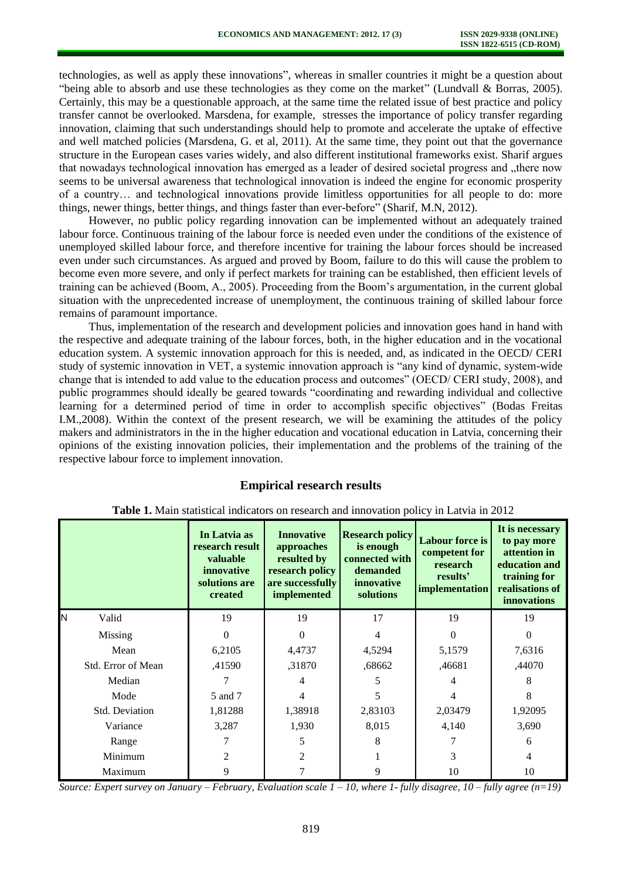technologies, as well as apply these innovations", whereas in smaller countries it might be a question about "being able to absorb and use these technologies as they come on the market" (Lundvall & Borras, 2005). Certainly, this may be a questionable approach, at the same time the related issue of best practice and policy transfer cannot be overlooked. Marsdena, for example, stresses the importance of policy transfer regarding innovation, claiming that such understandings should help to promote and accelerate the uptake of effective and well matched policies (Marsdena, G. et al, 2011). At the same time, they point out that the governance structure in the European cases varies widely, and also different institutional frameworks exist. Sharif argues that nowadays technological innovation has emerged as a leader of desired societal progress and „there now seems to be universal awareness that technological innovation is indeed the engine for economic prosperity of a country… and technological innovations provide limitless opportunities for all people to do: more things, newer things, better things, and things faster than ever-before" (Sharif, M.N, 2012).

However, no public policy regarding innovation can be implemented without an adequately trained labour force. Continuous training of the labour force is needed even under the conditions of the existence of unemployed skilled labour force, and therefore incentive for training the labour forces should be increased even under such circumstances. As argued and proved by Boom, failure to do this will cause the problem to become even more severe, and only if perfect markets for training can be established, then efficient levels of training can be achieved (Boom, A., 2005). Proceeding from the Boom's argumentation, in the current global situation with the unprecedented increase of unemployment, the continuous training of skilled labour force remains of paramount importance.

Thus, implementation of the research and development policies and innovation goes hand in hand with the respective and adequate training of the labour forces, both, in the higher education and in the vocational education system. A systemic innovation approach for this is needed, and, as indicated in the OECD/ CERI study of systemic innovation in VET, a systemic innovation approach is "any kind of dynamic, system-wide change that is intended to add value to the education process and outcomes" (OECD/ CERI study, 2008), and public programmes should ideally be geared towards "coordinating and rewarding individual and collective learning for a determined period of time in order to accomplish specific objectives" (Bodas Freitas I.M.,2008). Within the context of the present research, we will be examining the attitudes of the policy makers and administrators in the in the higher education and vocational education in Latvia, concerning their opinions of the existing innovation policies, their implementation and the problems of the training of the respective labour force to implement innovation.

## Empirical research results

**Table 1.** Main statistical indicators on research and innovation policy in Latvia in 2012

| | | In Latvia as research result valuable innovative solutions are created | Innovative approaches resulted by research policy are successfully implemented | Research policy is enough connected with demanded innovative solutions | Labour force is competent for research results' implementation | It is necessary to pay more attention in education and training for realisations of innovations |
|---|---|---|---|---|---|---|
| N | Valid | 19 | 19 | 17 | 19 | 19 |
| | Missing | 0 | 0 | 4 | 0 | 0 |
| Mean | | 6,2105 | 4,4737 | 4,5294 | 5,1579 | 7,6316 |
| Std. Error of Mean | | ,41590 | ,31870 | ,68662 | ,46681 | ,44070 |
| Median | | 7 | 4 | 5 | 4 | 8 |
| Mode | | 5 and 7 | 4 | 5 | 4 | 8 |
| Std. Deviation | | 1,81288 | 1,38918 | 2,83103 | 2,03479 | 1,92095 |
| Variance | | 3,287 | 1,930 | 8,015 | 4,140 | 3,690 |
| Range | | 7 | 5 | 8 | 7 | 6 |
| Minimum | | 2 | 2 | 1 | 3 | 4 |
| Maximum | | 9 | 7 | 9 | 10 | 10 |

*Source: Expert survey on January – February, Evaluation scale 1 – 10, where 1- fully disagree, 10 – fully agree (n=19)*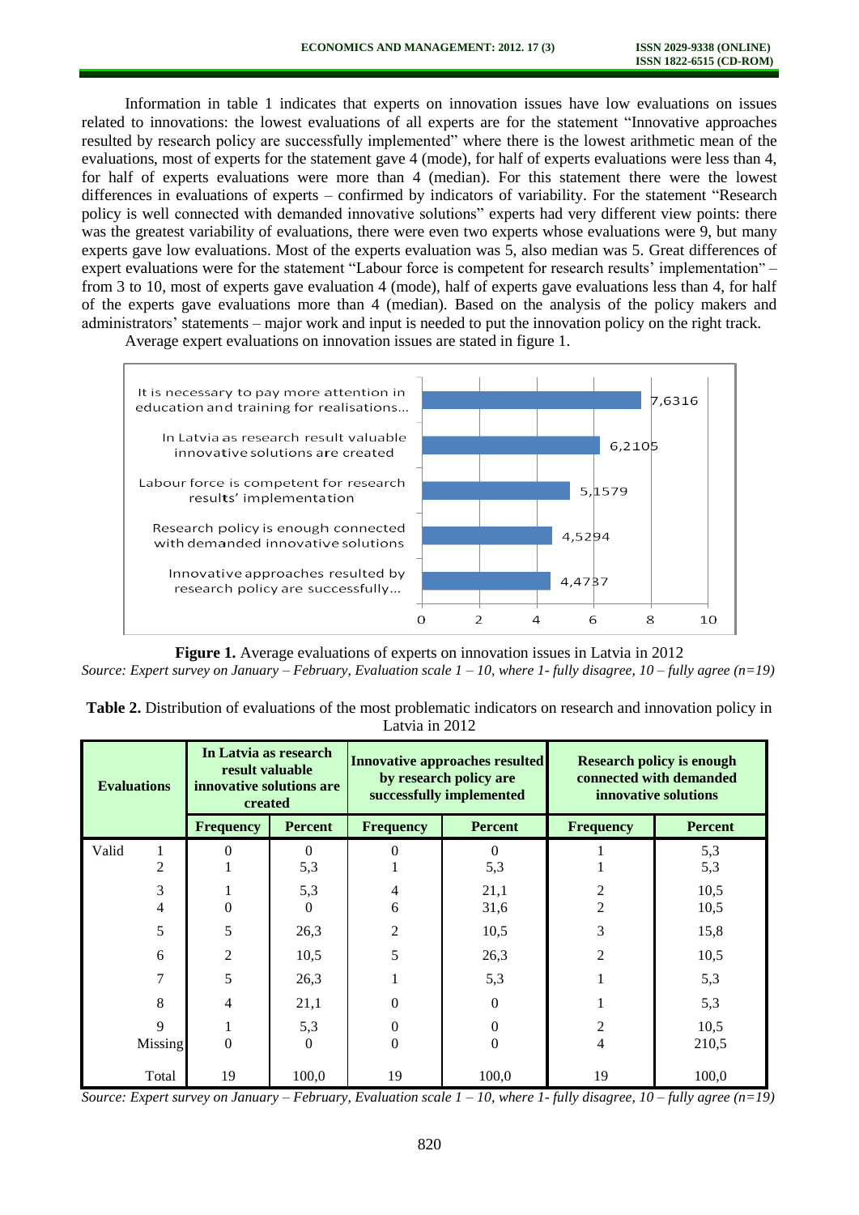Information in table 1 indicates that experts on innovation issues have low evaluations on issues related to innovations: the lowest evaluations of all experts are for the statement "Innovative approaches resulted by research policy are successfully implemented" where there is the lowest arithmetic mean of the evaluations, most of experts for the statement gave 4 (mode), for half of experts evaluations were less than 4, for half of experts evaluations were more than 4 (median). For this statement there were the lowest differences in evaluations of experts – confirmed by indicators of variability. For the statement "Research policy is well connected with demanded innovative solutions" experts had very different view points: there was the greatest variability of evaluations, there were even two experts whose evaluations were 9, but many experts gave low evaluations. Most of the experts evaluation was 5, also median was 5. Great differences of expert evaluations were for the statement "Labour force is competent for research results' implementation" – from 3 to 10, most of experts gave evaluation 4 (mode), half of experts gave evaluations less than 4, for half of the experts gave evaluations more than 4 (median). Based on the analysis of the policy makers and administrators' statements – major work and input is needed to put the innovation policy on the right track.

Average expert evaluations on innovation issues are stated in figure 1.

| Statement | Average evaluation |
|---|---|
| It is necessary to pay more attention in education and training for realisations... | 7,6316 |
| In Latvia as research result valuable innovative solutions are created | 6,2105 |
| Labour force is competent for research results' implementation | 5,1579 |
| Research policy is enough connected with demanded innovative solutions | 4,5294 |
| Innovative approaches resulted by research policy are successfully... | 4,4737 |

**Figure 1.** Average evaluations of experts on innovation issues in Latvia in 2012

*Source: Expert survey on January – February, Evaluation scale 1 – 10, where 1- fully disagree, 10 – fully agree (n=19)*

**Table 2.** Distribution of evaluations of the most problematic indicators on research and innovation policy in Latvia in 2012

| Evaluations | | In Latvia as research result valuable innovative solutions are created | | Innovative approaches resulted by research policy are successfully implemented | | Research policy is enough connected with demanded innovative solutions | |
|---|---|---|---|---|---|---|---|
| | | **Frequency** | **Percent** | **Frequency** | **Percent** | **Frequency** | **Percent** |
| Valid | 1 | 0 | 0 | 0 | 0 | 1 | 5,3 |
| | 2 | 1 | 5,3 | 1 | 5,3 | 1 | 5,3 |
| | 3 | 1 | 5,3 | 4 | 21,1 | 2 | 10,5 |
| | 4 | 0 | 0 | 6 | 31,6 | 2 | 10,5 |
| | 5 | 5 | 26,3 | 2 | 10,5 | 3 | 15,8 |
| | 6 | 2 | 10,5 | 5 | 26,3 | 2 | 10,5 |
| | 7 | 5 | 26,3 | 1 | 5,3 | 1 | 5,3 |
| | 8 | 4 | 21,1 | 0 | 0 | 1 | 5,3 |
| | 9 | 1 | 5,3 | 0 | 0 | 2 | 10,5 |
| | Missing | 0 | 0 | 0 | 0 | 4 | 210,5 |
| | Total | 19 | 100,0 | 19 | 100,0 | 19 | 100,0 |

*Source: Expert survey on January – February, Evaluation scale 1 – 10, where 1- fully disagree, 10 – fully agree (n=19)*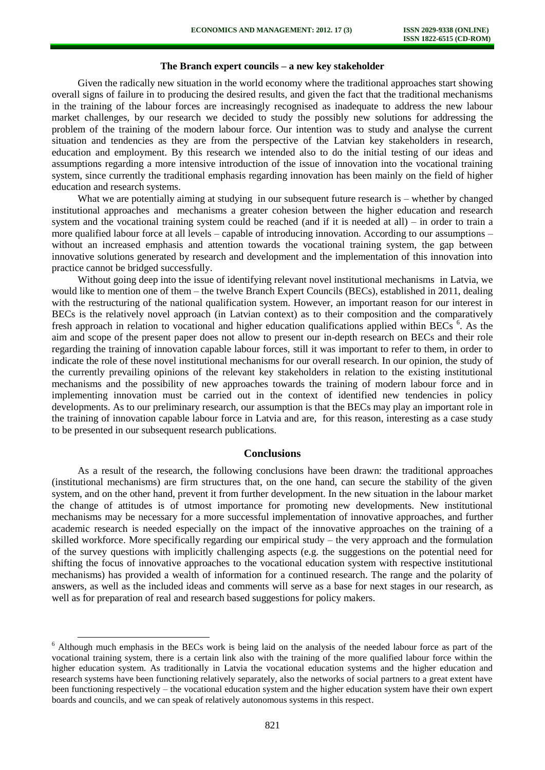### The Branch expert councils – a new key stakeholder

Given the radically new situation in the world economy where the traditional approaches start showing overall signs of failure in to producing the desired results, and given the fact that the traditional mechanisms in the training of the labour forces are increasingly recognised as inadequate to address the new labour market challenges, by our research we decided to study the possibly new solutions for addressing the problem of the training of the modern labour force. Our intention was to study and analyse the current situation and tendencies as they are from the perspective of the Latvian key stakeholders in research, education and employment. By this research we intended also to do the initial testing of our ideas and assumptions regarding a more intensive introduction of the issue of innovation into the vocational training system, since currently the traditional emphasis regarding innovation has been mainly on the field of higher education and research systems.

What we are potentially aiming at studying in our subsequent future research is – whether by changed institutional approaches and mechanisms a greater cohesion between the higher education and research system and the vocational training system could be reached (and if it is needed at all) – in order to train a more qualified labour force at all levels – capable of introducing innovation. According to our assumptions – without an increased emphasis and attention towards the vocational training system, the gap between innovative solutions generated by research and development and the implementation of this innovation into practice cannot be bridged successfully.

Without going deep into the issue of identifying relevant novel institutional mechanisms in Latvia, we would like to mention one of them – the twelve Branch Expert Councils (BECs), established in 2011, dealing with the restructuring of the national qualification system. However, an important reason for our interest in BECs is the relatively novel approach (in Latvian context) as to their composition and the comparatively fresh approach in relation to vocational and higher education qualifications applied within BECs [6]. As the aim and scope of the present paper does not allow to present our in-depth research on BECs and their role regarding the training of innovation capable labour forces, still it was important to refer to them, in order to indicate the role of these novel institutional mechanisms for our overall research. In our opinion, the study of the currently prevailing opinions of the relevant key stakeholders in relation to the existing institutional mechanisms and the possibility of new approaches towards the training of modern labour force and in implementing innovation must be carried out in the context of identified new tendencies in policy developments. As to our preliminary research, our assumption is that the BECs may play an important role in the training of innovation capable labour force in Latvia and are, for this reason, interesting as a case study to be presented in our subsequent research publications.

## Conclusions

As a result of the research, the following conclusions have been drawn: the traditional approaches (institutional mechanisms) are firm structures that, on the one hand, can secure the stability of the given system, and on the other hand, prevent it from further development. In the new situation in the labour market the change of attitudes is of utmost importance for promoting new developments. New institutional mechanisms may be necessary for a more successful implementation of innovative approaches, and further academic research is needed especially on the impact of the innovative approaches on the training of a skilled workforce. More specifically regarding our empirical study – the very approach and the formulation of the survey questions with implicitly challenging aspects (e.g. the suggestions on the potential need for shifting the focus of innovative approaches to the vocational education system with respective institutional mechanisms) has provided a wealth of information for a continued research. The range and the polarity of answers, as well as the included ideas and comments will serve as a base for next stages in our research, as well as for preparation of real and research based suggestions for policy makers.

---

[6] Although much emphasis in the BECs work is being laid on the analysis of the needed labour force as part of the vocational training system, there is a certain link also with the training of the more qualified labour force within the higher education system. As traditionally in Latvia the vocational education systems and the higher education and research systems have been functioning relatively separately, also the networks of social partners to a great extent have been functioning respectively – the vocational education system and the higher education system have their own expert boards and councils, and we can speak of relatively autonomous systems in this respect.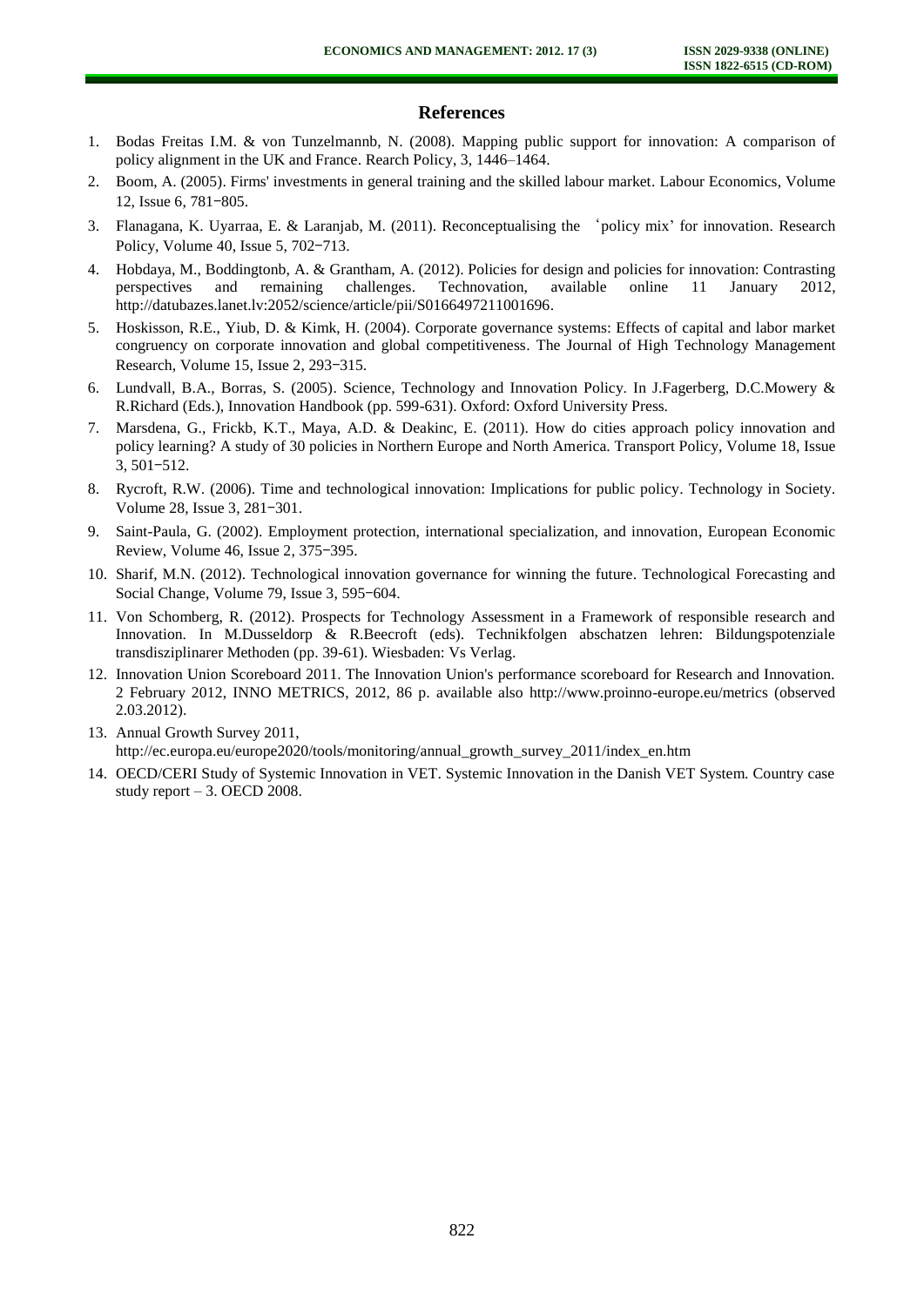## References

1. Bodas Freitas I.M. & von Tunzelmannb, N. (2008). Mapping public support for innovation: A comparison of policy alignment in the UK and France. Rearch Policy, 3, 1446–1464.
2. Boom, A. (2005). Firms' investments in general training and the skilled labour market. Labour Economics, Volume 12, Issue 6, 781‒805.
3. Flanagana, K. Uyarraa, E. & Laranjab, M. (2011). Reconceptualising the ‛policy mix' for innovation. Research Policy, Volume 40, Issue 5, 702‒713.
4. Hobdaya, M., Boddingtonb, A. & Grantham, A. (2012). Policies for design and policies for innovation: Contrasting perspectives and remaining challenges. Technovation, available online 11 January 2012, http://datubazes.lanet.lv:2052/science/article/pii/S0166497211001696.
5. Hoskisson, R.E., Yiub, D. & Kimk, H. (2004). Corporate governance systems: Effects of capital and labor market congruency on corporate innovation and global competitiveness. The Journal of High Technology Management Research, Volume 15, Issue 2, 293‒315.
6. Lundvall, B.A., Borras, S. (2005). Science, Technology and Innovation Policy. In J.Fagerberg, D.C.Mowery & R.Richard (Eds.), Innovation Handbook (pp. 599-631). Oxford: Oxford University Press.
7. Marsdena, G., Frickb, K.T., Maya, A.D. & Deakinc, E. (2011). How do cities approach policy innovation and policy learning? A study of 30 policies in Northern Europe and North America. Transport Policy, Volume 18, Issue 3, 501‒512.
8. Rycroft, R.W. (2006). Time and technological innovation: Implications for public policy. Technology in Society. Volume 28, Issue 3, 281‒301.
9. Saint-Paula, G. (2002). Employment protection, international specialization, and innovation, European Economic Review, Volume 46, Issue 2, 375‒395.
10. Sharif, M.N. (2012). Technological innovation governance for winning the future. Technological Forecasting and Social Change, Volume 79, Issue 3, 595‒604.
11. Von Schomberg, R. (2012). Prospects for Technology Assessment in a Framework of responsible research and Innovation. In M.Dusseldorp & R.Beecroft (eds). Technikfolgen abschatzen lehren: Bildungspotenziale transdisziplinarer Methoden (pp. 39-61). Wiesbaden: Vs Verlag.
12. Innovation Union Scoreboard 2011. The Innovation Union's performance scoreboard for Research and Innovation. 2 February 2012, INNO METRICS, 2012, 86 p. available also http://www.proinno-europe.eu/metrics (observed 2.03.2012).
13. Annual Growth Survey 2011, http://ec.europa.eu/europe2020/tools/monitoring/annual_growth_survey_2011/index_en.htm
14. OECD/CERI Study of Systemic Innovation in VET. Systemic Innovation in the Danish VET System. Country case study report – 3. OECD 2008.